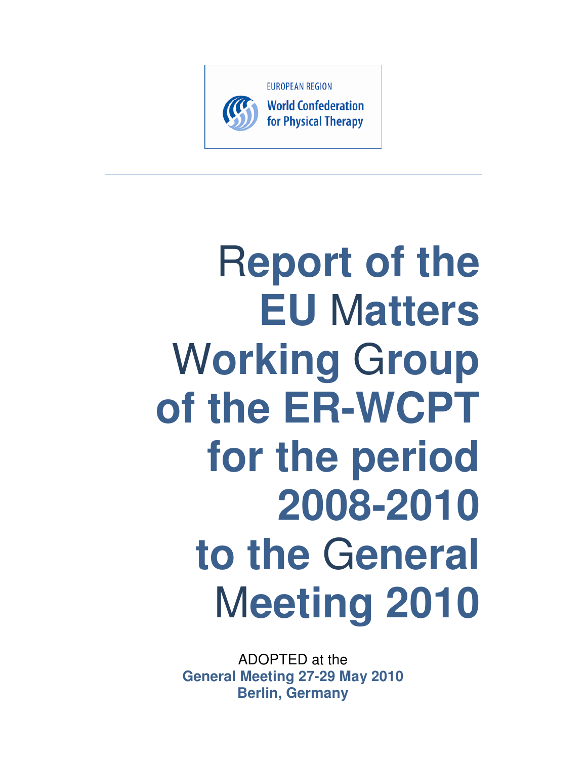EUROPEAN REGION
World Confederation for Physical Therapy

# Report of the EU Matters Working Group of the ER-WCPT for the period 2008-2010 to the General Meeting 2010

ADOPTED at the
**General Meeting 27-29 May 2010**
**Berlin, Germany**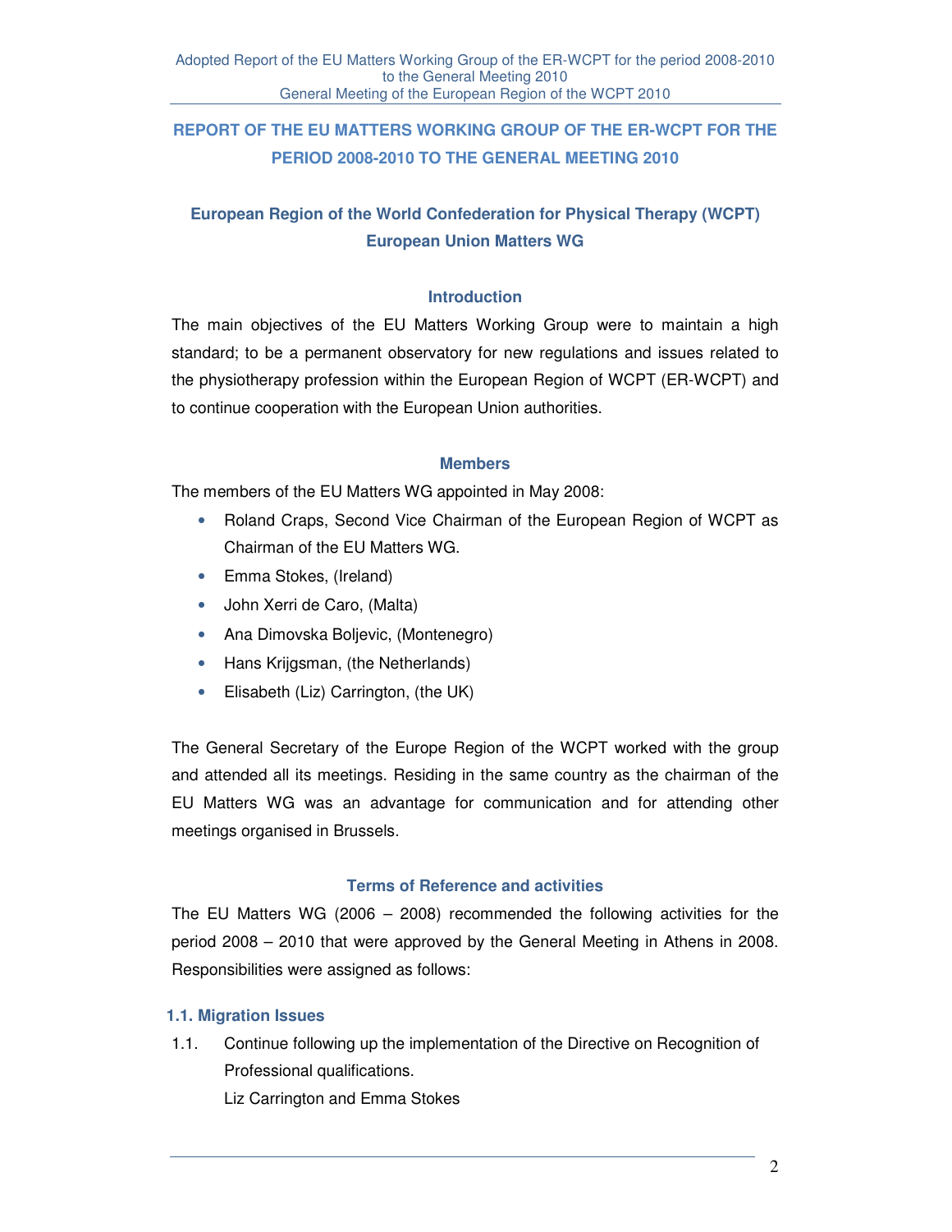## REPORT OF THE EU MATTERS WORKING GROUP OF THE ER-WCPT FOR THE PERIOD 2008-2010 TO THE GENERAL MEETING 2010

### European Region of the World Confederation for Physical Therapy (WCPT) European Union Matters WG

### Introduction

The main objectives of the EU Matters Working Group were to maintain a high standard; to be a permanent observatory for new regulations and issues related to the physiotherapy profession within the European Region of WCPT (ER-WCPT) and to continue cooperation with the European Union authorities.

### Members

The members of the EU Matters WG appointed in May 2008:

- Roland Craps, Second Vice Chairman of the European Region of WCPT as Chairman of the EU Matters WG.
- Emma Stokes, (Ireland)
- John Xerri de Caro, (Malta)
- Ana Dimovska Boljevic, (Montenegro)
- Hans Krijgsman, (the Netherlands)
- Elisabeth (Liz) Carrington, (the UK)

The General Secretary of the Europe Region of the WCPT worked with the group and attended all its meetings. Residing in the same country as the chairman of the EU Matters WG was an advantage for communication and for attending other meetings organised in Brussels.

### Terms of Reference and activities

The EU Matters WG (2006 – 2008) recommended the following activities for the period 2008 – 2010 that were approved by the General Meeting in Athens in 2008. Responsibilities were assigned as follows:

#### 1.1. Migration Issues

1.1. Continue following up the implementation of the Directive on Recognition of Professional qualifications.
Liz Carrington and Emma Stokes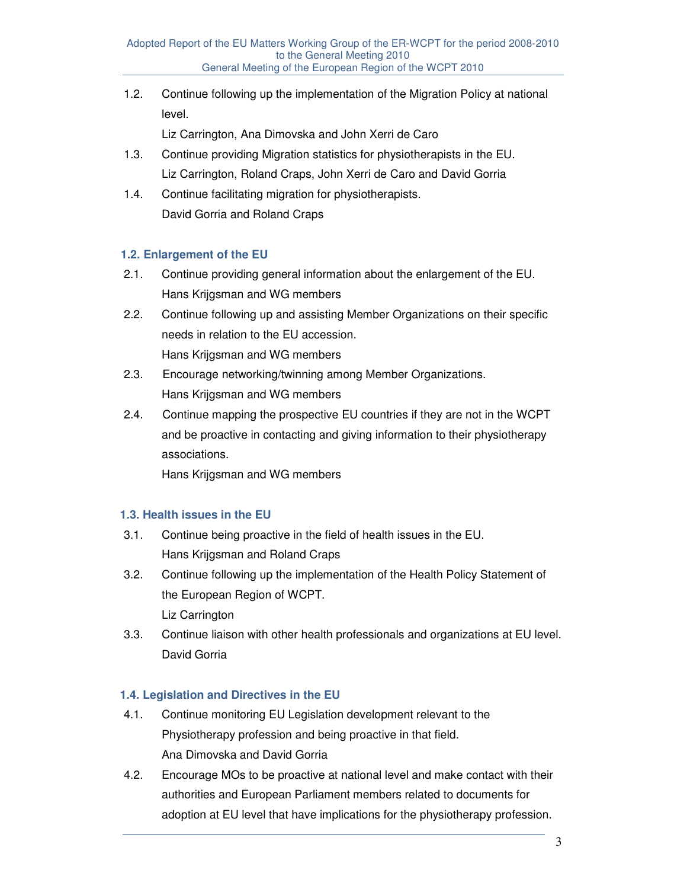1.2. Continue following up the implementation of the Migration Policy at national level.
Liz Carrington, Ana Dimovska and John Xerri de Caro

1.3. Continue providing Migration statistics for physiotherapists in the EU.
Liz Carrington, Roland Craps, John Xerri de Caro and David Gorria

1.4. Continue facilitating migration for physiotherapists.
David Gorria and Roland Craps

### 1.2. Enlargement of the EU

2.1. Continue providing general information about the enlargement of the EU.
Hans Krijgsman and WG members

2.2. Continue following up and assisting Member Organizations on their specific needs in relation to the EU accession.
Hans Krijgsman and WG members

2.3. Encourage networking/twinning among Member Organizations.
Hans Krijgsman and WG members

2.4. Continue mapping the prospective EU countries if they are not in the WCPT and be proactive in contacting and giving information to their physiotherapy associations.
Hans Krijgsman and WG members

### 1.3. Health issues in the EU

3.1. Continue being proactive in the field of health issues in the EU.
Hans Krijgsman and Roland Craps

3.2. Continue following up the implementation of the Health Policy Statement of the European Region of WCPT.
Liz Carrington

3.3. Continue liaison with other health professionals and organizations at EU level.
David Gorria

### 1.4. Legislation and Directives in the EU

4.1. Continue monitoring EU Legislation development relevant to the Physiotherapy profession and being proactive in that field.
Ana Dimovska and David Gorria

4.2. Encourage MOs to be proactive at national level and make contact with their authorities and European Parliament members related to documents for adoption at EU level that have implications for the physiotherapy profession.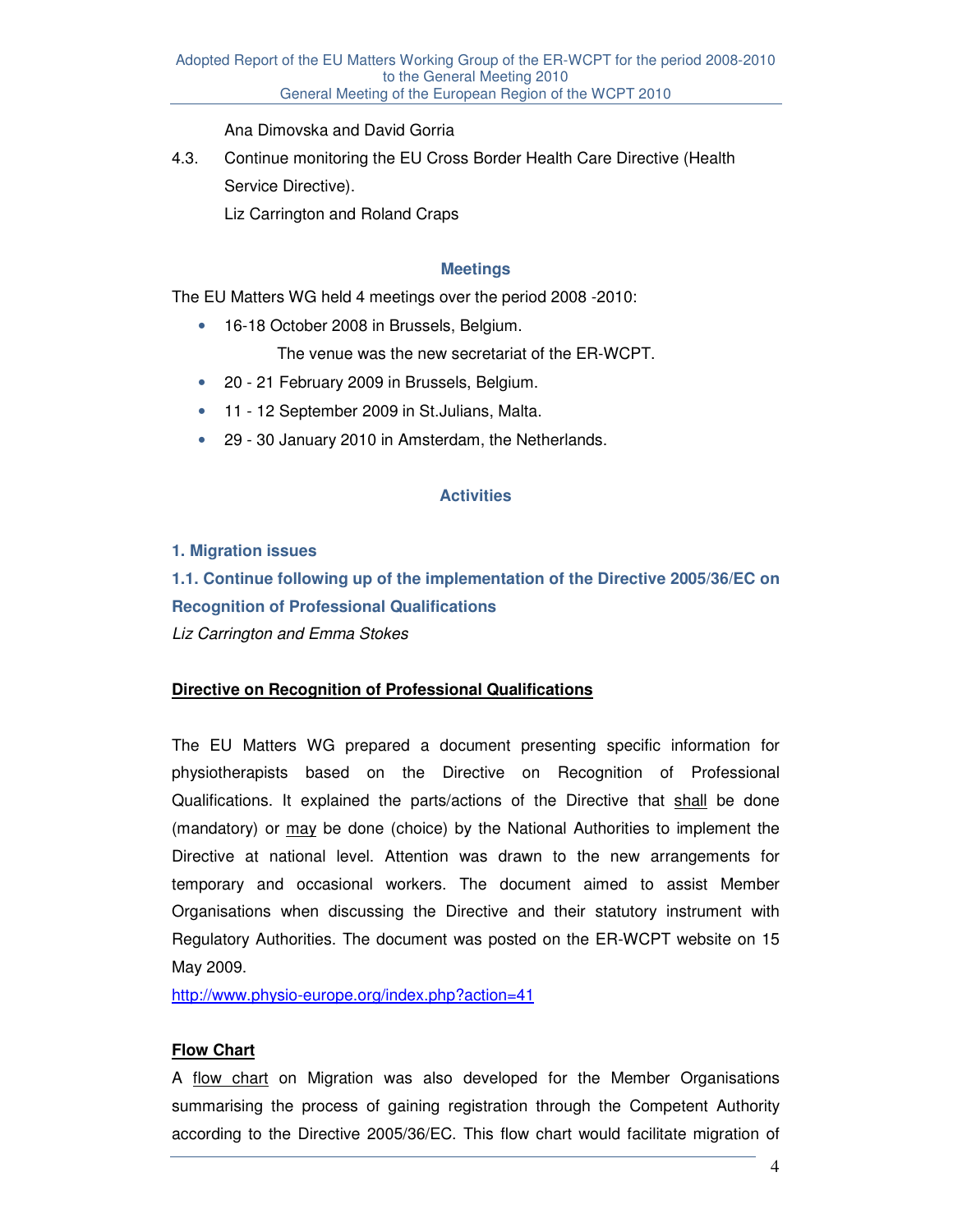Ana Dimovska and David Gorria

4.3. Continue monitoring the EU Cross Border Health Care Directive (Health Service Directive).
Liz Carrington and Roland Craps

### Meetings

The EU Matters WG held 4 meetings over the period 2008 -2010:

- 16-18 October 2008 in Brussels, Belgium.
  The venue was the new secretariat of the ER-WCPT.
- 20 - 21 February 2009 in Brussels, Belgium.
- 11 - 12 September 2009 in St.Julians, Malta.
- 29 - 30 January 2010 in Amsterdam, the Netherlands.

### Activities

#### 1. Migration issues

#### 1.1. Continue following up of the implementation of the Directive 2005/36/EC on Recognition of Professional Qualifications

*Liz Carrington and Emma Stokes*

**Directive on Recognition of Professional Qualifications**

The EU Matters WG prepared a document presenting specific information for physiotherapists based on the Directive on Recognition of Professional Qualifications. It explained the parts/actions of the Directive that shall be done (mandatory) or may be done (choice) by the National Authorities to implement the Directive at national level. Attention was drawn to the new arrangements for temporary and occasional workers. The document aimed to assist Member Organisations when discussing the Directive and their statutory instrument with Regulatory Authorities. The document was posted on the ER-WCPT website on 15 May 2009.
http://www.physio-europe.org/index.php?action=41

**Flow Chart**

A flow chart on Migration was also developed for the Member Organisations summarising the process of gaining registration through the Competent Authority according to the Directive 2005/36/EC. This flow chart would facilitate migration of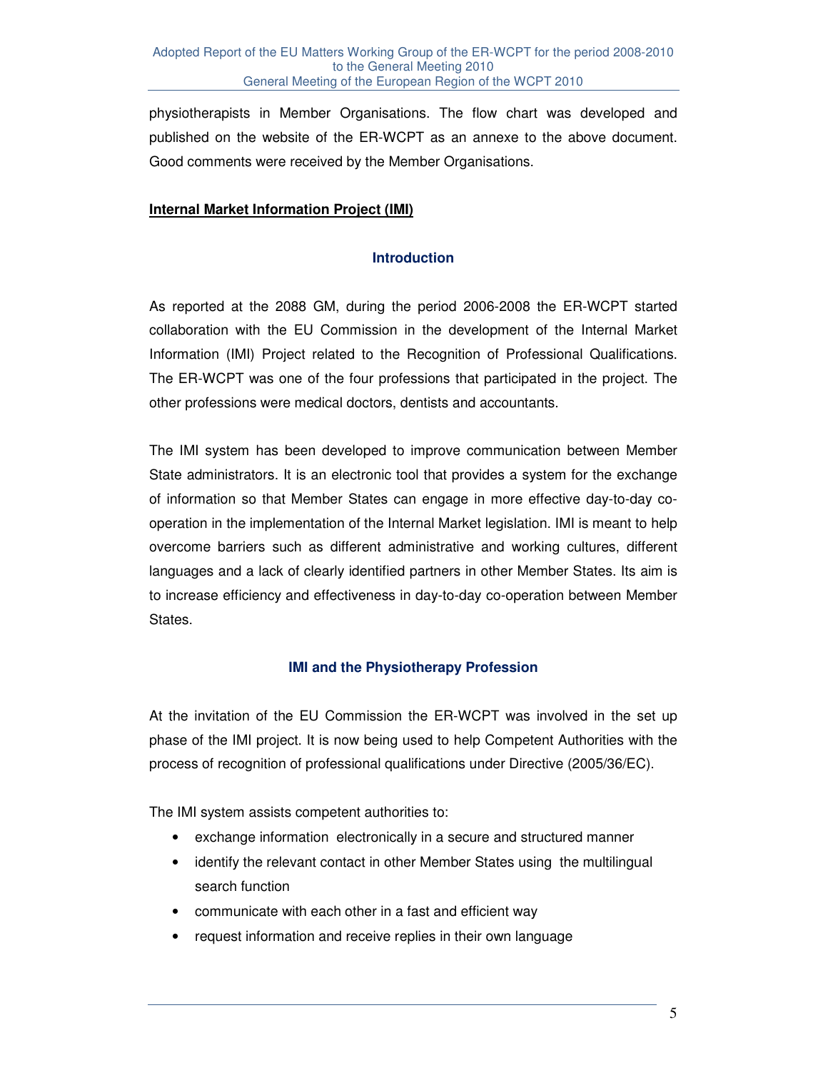physiotherapists in Member Organisations. The flow chart was developed and published on the website of the ER-WCPT as an annexe to the above document. Good comments were received by the Member Organisations.

**Internal Market Information Project (IMI)**

### Introduction

As reported at the 2088 GM, during the period 2006-2008 the ER-WCPT started collaboration with the EU Commission in the development of the Internal Market Information (IMI) Project related to the Recognition of Professional Qualifications. The ER-WCPT was one of the four professions that participated in the project. The other professions were medical doctors, dentists and accountants.

The IMI system has been developed to improve communication between Member State administrators. It is an electronic tool that provides a system for the exchange of information so that Member States can engage in more effective day-to-day co-operation in the implementation of the Internal Market legislation. IMI is meant to help overcome barriers such as different administrative and working cultures, different languages and a lack of clearly identified partners in other Member States. Its aim is to increase efficiency and effectiveness in day-to-day co-operation between Member States.

### IMI and the Physiotherapy Profession

At the invitation of the EU Commission the ER-WCPT was involved in the set up phase of the IMI project. It is now being used to help Competent Authorities with the process of recognition of professional qualifications under Directive (2005/36/EC).

The IMI system assists competent authorities to:

- exchange information electronically in a secure and structured manner
- identify the relevant contact in other Member States using the multilingual search function
- communicate with each other in a fast and efficient way
- request information and receive replies in their own language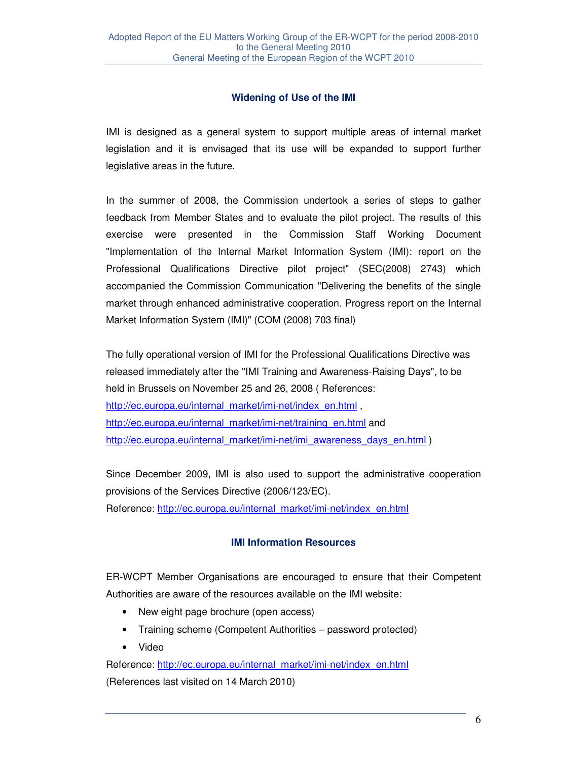### Widening of Use of the IMI

IMI is designed as a general system to support multiple areas of internal market legislation and it is envisaged that its use will be expanded to support further legislative areas in the future.

In the summer of 2008, the Commission undertook a series of steps to gather feedback from Member States and to evaluate the pilot project. The results of this exercise were presented in the Commission Staff Working Document "Implementation of the Internal Market Information System (IMI): report on the Professional Qualifications Directive pilot project" (SEC(2008) 2743) which accompanied the Commission Communication "Delivering the benefits of the single market through enhanced administrative cooperation. Progress report on the Internal Market Information System (IMI)" (COM (2008) 703 final)

The fully operational version of IMI for the Professional Qualifications Directive was released immediately after the "IMI Training and Awareness-Raising Days", to be held in Brussels on November 25 and 26, 2008 ( References: http://ec.europa.eu/internal_market/imi-net/index_en.html , http://ec.europa.eu/internal_market/imi-net/training_en.html and http://ec.europa.eu/internal_market/imi-net/imi_awareness_days_en.html )

Since December 2009, IMI is also used to support the administrative cooperation provisions of the Services Directive (2006/123/EC).
Reference: http://ec.europa.eu/internal_market/imi-net/index_en.html

### IMI Information Resources

ER-WCPT Member Organisations are encouraged to ensure that their Competent Authorities are aware of the resources available on the IMI website:

- New eight page brochure (open access)
- Training scheme (Competent Authorities – password protected)
- Video

Reference: http://ec.europa.eu/internal_market/imi-net/index_en.html
(References last visited on 14 March 2010)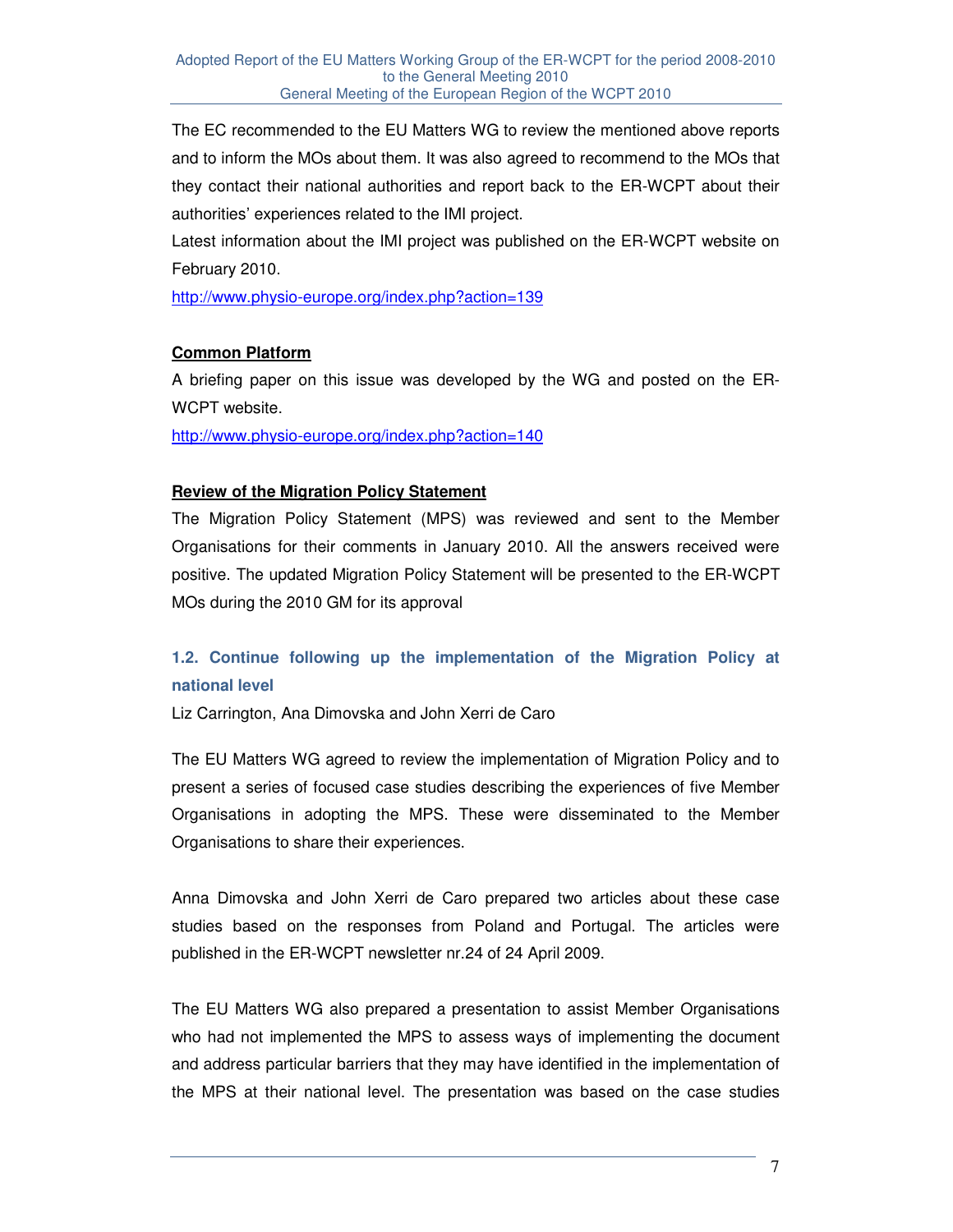The EC recommended to the EU Matters WG to review the mentioned above reports and to inform the MOs about them. It was also agreed to recommend to the MOs that they contact their national authorities and report back to the ER-WCPT about their authorities' experiences related to the IMI project.

Latest information about the IMI project was published on the ER-WCPT website on February 2010.

http://www.physio-europe.org/index.php?action=139

**Common Platform**

A briefing paper on this issue was developed by the WG and posted on the ER-WCPT website.

http://www.physio-europe.org/index.php?action=140

**Review of the Migration Policy Statement**

The Migration Policy Statement (MPS) was reviewed and sent to the Member Organisations for their comments in January 2010. All the answers received were positive. The updated Migration Policy Statement will be presented to the ER-WCPT MOs during the 2010 GM for its approval

### 1.2. Continue following up the implementation of the Migration Policy at national level

Liz Carrington, Ana Dimovska and John Xerri de Caro

The EU Matters WG agreed to review the implementation of Migration Policy and to present a series of focused case studies describing the experiences of five Member Organisations in adopting the MPS. These were disseminated to the Member Organisations to share their experiences.

Anna Dimovska and John Xerri de Caro prepared two articles about these case studies based on the responses from Poland and Portugal. The articles were published in the ER-WCPT newsletter nr.24 of 24 April 2009.

The EU Matters WG also prepared a presentation to assist Member Organisations who had not implemented the MPS to assess ways of implementing the document and address particular barriers that they may have identified in the implementation of the MPS at their national level. The presentation was based on the case studies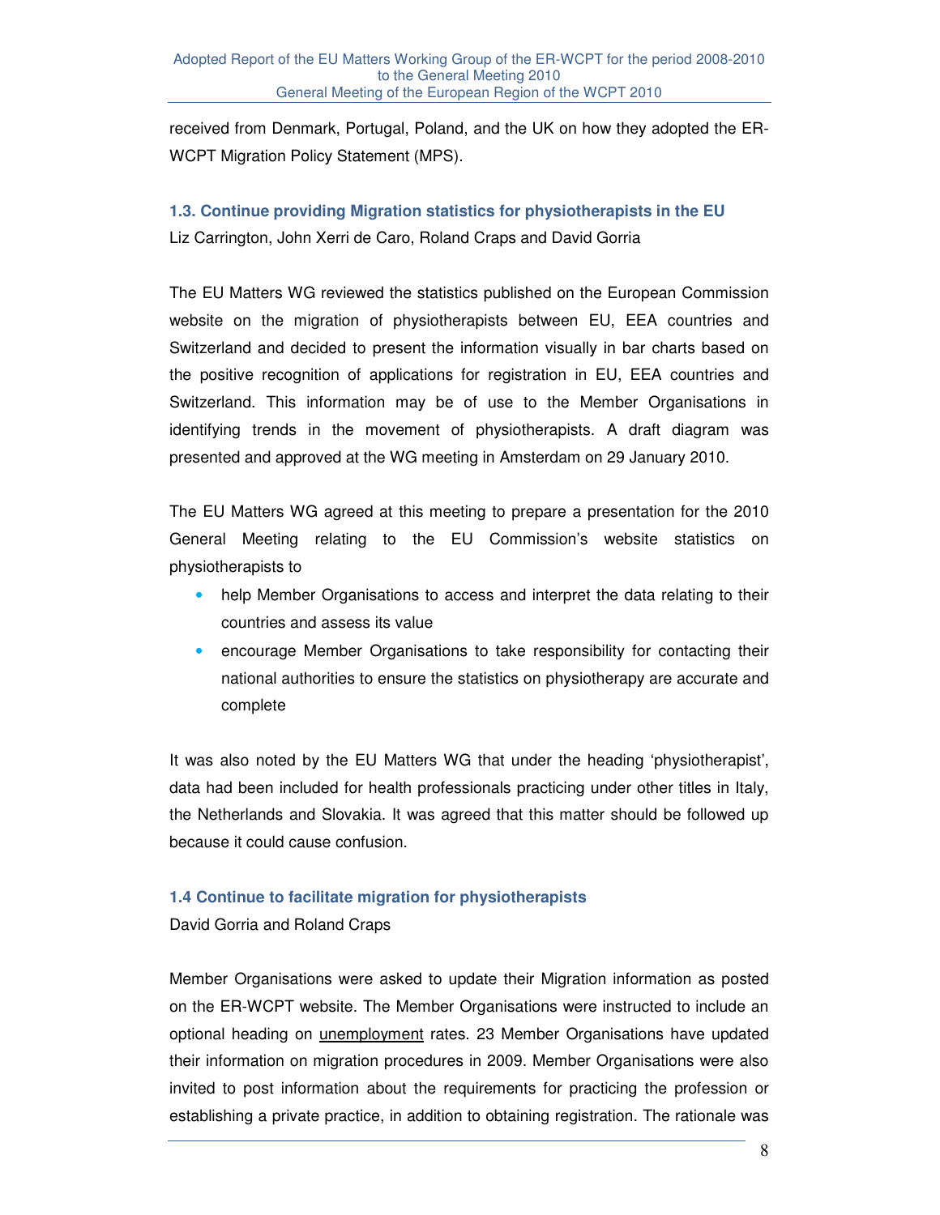received from Denmark, Portugal, Poland, and the UK on how they adopted the ER-WCPT Migration Policy Statement (MPS).

### 1.3. Continue providing Migration statistics for physiotherapists in the EU

Liz Carrington, John Xerri de Caro, Roland Craps and David Gorria

The EU Matters WG reviewed the statistics published on the European Commission website on the migration of physiotherapists between EU, EEA countries and Switzerland and decided to present the information visually in bar charts based on the positive recognition of applications for registration in EU, EEA countries and Switzerland. This information may be of use to the Member Organisations in identifying trends in the movement of physiotherapists. A draft diagram was presented and approved at the WG meeting in Amsterdam on 29 January 2010.

The EU Matters WG agreed at this meeting to prepare a presentation for the 2010 General Meeting relating to the EU Commission's website statistics on physiotherapists to

- help Member Organisations to access and interpret the data relating to their countries and assess its value
- encourage Member Organisations to take responsibility for contacting their national authorities to ensure the statistics on physiotherapy are accurate and complete

It was also noted by the EU Matters WG that under the heading 'physiotherapist', data had been included for health professionals practicing under other titles in Italy, the Netherlands and Slovakia. It was agreed that this matter should be followed up because it could cause confusion.

### 1.4 Continue to facilitate migration for physiotherapists

David Gorria and Roland Craps

Member Organisations were asked to update their Migration information as posted on the ER-WCPT website. The Member Organisations were instructed to include an optional heading on unemployment rates. 23 Member Organisations have updated their information on migration procedures in 2009. Member Organisations were also invited to post information about the requirements for practicing the profession or establishing a private practice, in addition to obtaining registration. The rationale was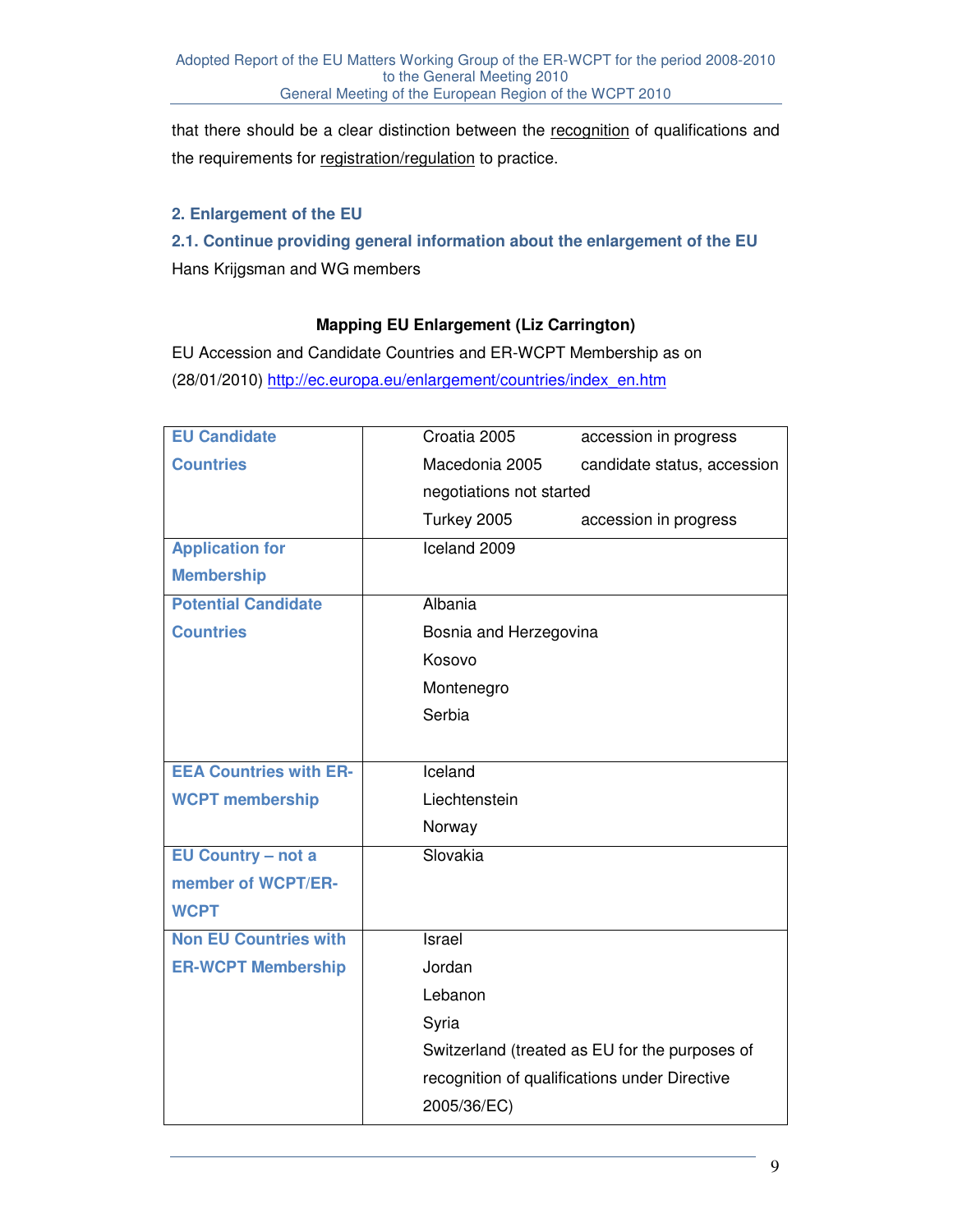that there should be a clear distinction between the <u>recognition</u> of qualifications and the requirements for <u>registration/regulation</u> to practice.

## 2. Enlargement of the EU

### 2.1. Continue providing general information about the enlargement of the EU

Hans Krijgsman and WG members

**Mapping EU Enlargement (Liz Carrington)**

EU Accession and Candidate Countries and ER-WCPT Membership as on (28/01/2010) http://ec.europa.eu/enlargement/countries/index_en.htm

| | |
|---|---|
| **EU Candidate Countries** | Croatia 2005 accession in progress<br>Macedonia 2005 candidate status, accession negotiations not started<br>Turkey 2005 accession in progress |
| **Application for Membership** | Iceland 2009 |
| **Potential Candidate Countries** | Albania<br>Bosnia and Herzegovina<br>Kosovo<br>Montenegro<br>Serbia |
| **EEA Countries with ER-WCPT membership** | Iceland<br>Liechtenstein<br>Norway |
| **EU Country – not a member of WCPT/ER-WCPT** | Slovakia |
| **Non EU Countries with ER-WCPT Membership** | Israel<br>Jordan<br>Lebanon<br>Syria<br>Switzerland (treated as EU for the purposes of recognition of qualifications under Directive 2005/36/EC) |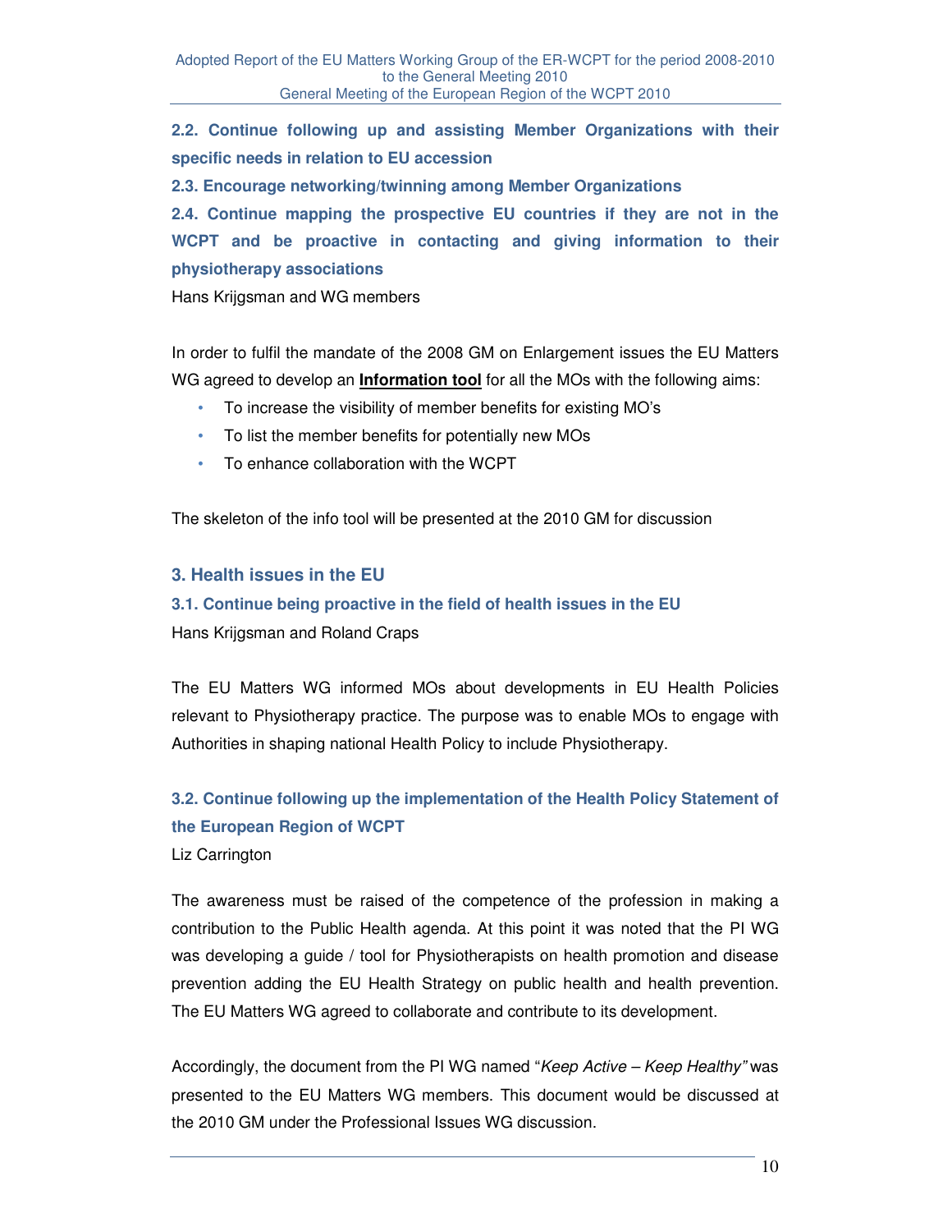**2.2. Continue following up and assisting Member Organizations with their specific needs in relation to EU accession**

**2.3. Encourage networking/twinning among Member Organizations**

**2.4. Continue mapping the prospective EU countries if they are not in the WCPT and be proactive in contacting and giving information to their physiotherapy associations**

Hans Krijgsman and WG members

In order to fulfil the mandate of the 2008 GM on Enlargement issues the EU Matters WG agreed to develop an **Information tool** for all the MOs with the following aims:

- To increase the visibility of member benefits for existing MO's
- To list the member benefits for potentially new MOs
- To enhance collaboration with the WCPT

The skeleton of the info tool will be presented at the 2010 GM for discussion

## 3. Health issues in the EU

### 3.1. Continue being proactive in the field of health issues in the EU

Hans Krijgsman and Roland Craps

The EU Matters WG informed MOs about developments in EU Health Policies relevant to Physiotherapy practice. The purpose was to enable MOs to engage with Authorities in shaping national Health Policy to include Physiotherapy.

### 3.2. Continue following up the implementation of the Health Policy Statement of the European Region of WCPT

Liz Carrington

The awareness must be raised of the competence of the profession in making a contribution to the Public Health agenda. At this point it was noted that the PI WG was developing a guide / tool for Physiotherapists on health promotion and disease prevention adding the EU Health Strategy on public health and health prevention. The EU Matters WG agreed to collaborate and contribute to its development.

Accordingly, the document from the PI WG named "*Keep Active – Keep Healthy*" was presented to the EU Matters WG members. This document would be discussed at the 2010 GM under the Professional Issues WG discussion.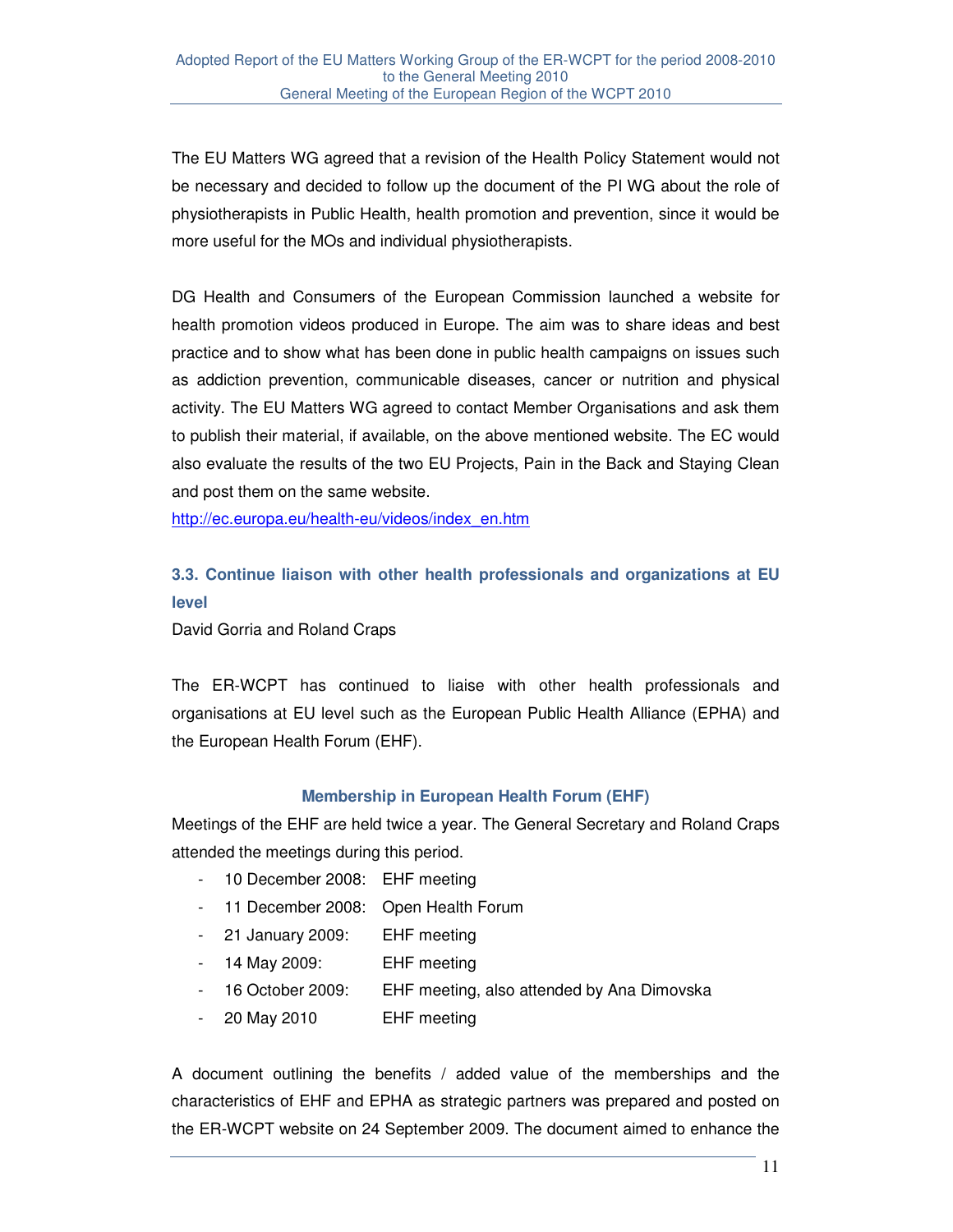The EU Matters WG agreed that a revision of the Health Policy Statement would not be necessary and decided to follow up the document of the PI WG about the role of physiotherapists in Public Health, health promotion and prevention, since it would be more useful for the MOs and individual physiotherapists.

DG Health and Consumers of the European Commission launched a website for health promotion videos produced in Europe. The aim was to share ideas and best practice and to show what has been done in public health campaigns on issues such as addiction prevention, communicable diseases, cancer or nutrition and physical activity. The EU Matters WG agreed to contact Member Organisations and ask them to publish their material, if available, on the above mentioned website. The EC would also evaluate the results of the two EU Projects, Pain in the Back and Staying Clean and post them on the same website.
http://ec.europa.eu/health-eu/videos/index_en.htm

### 3.3. Continue liaison with other health professionals and organizations at EU level

David Gorria and Roland Craps

The ER-WCPT has continued to liaise with other health professionals and organisations at EU level such as the European Public Health Alliance (EPHA) and the European Health Forum (EHF).

#### Membership in European Health Forum (EHF)

Meetings of the EHF are held twice a year. The General Secretary and Roland Craps attended the meetings during this period.

- 10 December 2008: EHF meeting
- 11 December 2008: Open Health Forum
- 21 January 2009: EHF meeting
- 14 May 2009: EHF meeting
- 16 October 2009: EHF meeting, also attended by Ana Dimovska
- 20 May 2010 EHF meeting

A document outlining the benefits / added value of the memberships and the characteristics of EHF and EPHA as strategic partners was prepared and posted on the ER-WCPT website on 24 September 2009. The document aimed to enhance the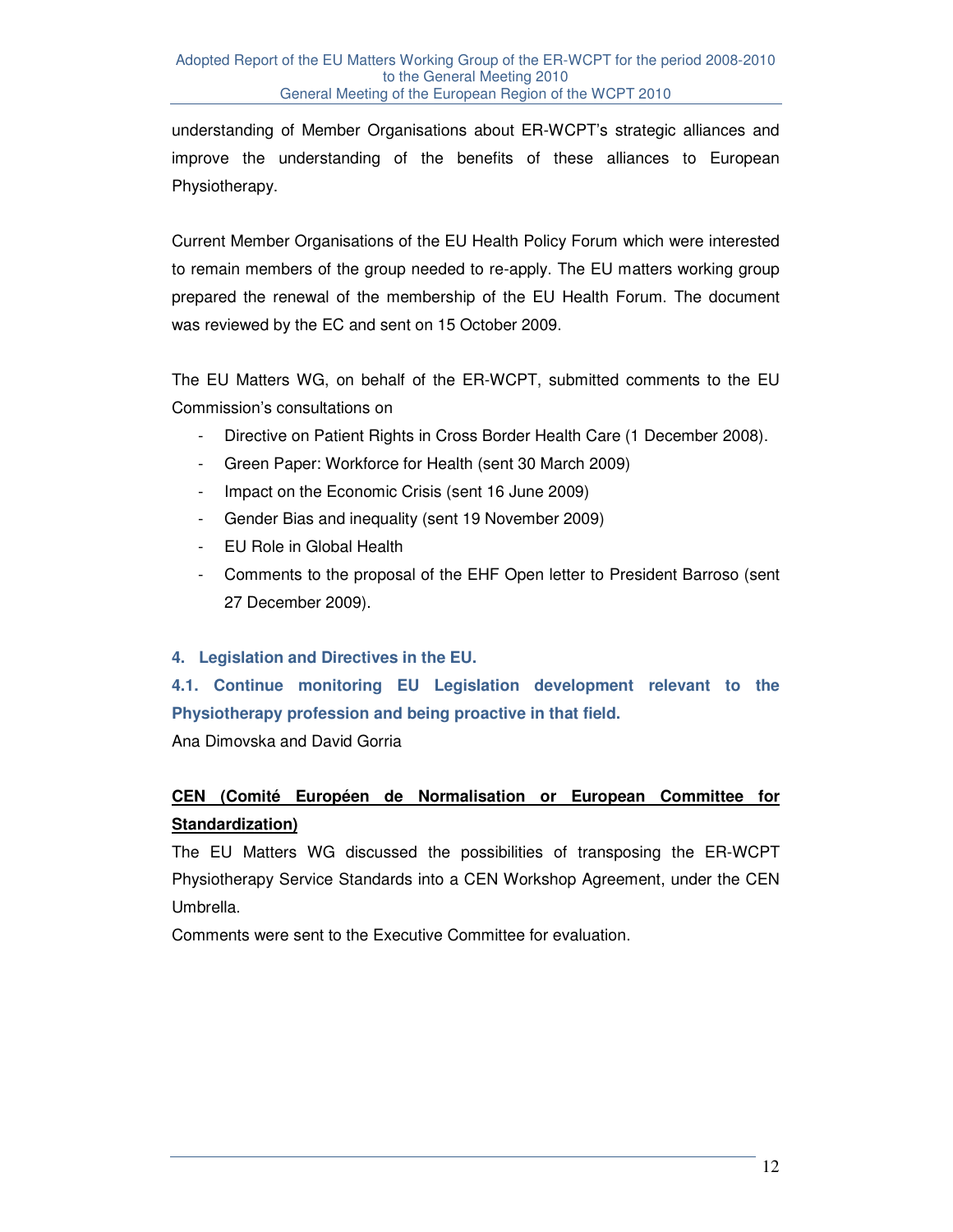understanding of Member Organisations about ER-WCPT's strategic alliances and improve the understanding of the benefits of these alliances to European Physiotherapy.

Current Member Organisations of the EU Health Policy Forum which were interested to remain members of the group needed to re-apply. The EU matters working group prepared the renewal of the membership of the EU Health Forum. The document was reviewed by the EC and sent on 15 October 2009.

The EU Matters WG, on behalf of the ER-WCPT, submitted comments to the EU Commission's consultations on

- Directive on Patient Rights in Cross Border Health Care (1 December 2008).
- Green Paper: Workforce for Health (sent 30 March 2009)
- Impact on the Economic Crisis (sent 16 June 2009)
- Gender Bias and inequality (sent 19 November 2009)
- EU Role in Global Health
- Comments to the proposal of the EHF Open letter to President Barroso (sent 27 December 2009).

## 4. Legislation and Directives in the EU.

### 4.1. Continue monitoring EU Legislation development relevant to the Physiotherapy profession and being proactive in that field.

Ana Dimovska and David Gorria

**<u>CEN (Comité Européen de Normalisation or European Committee for Standardization)</u>**

The EU Matters WG discussed the possibilities of transposing the ER-WCPT Physiotherapy Service Standards into a CEN Workshop Agreement, under the CEN Umbrella.

Comments were sent to the Executive Committee for evaluation.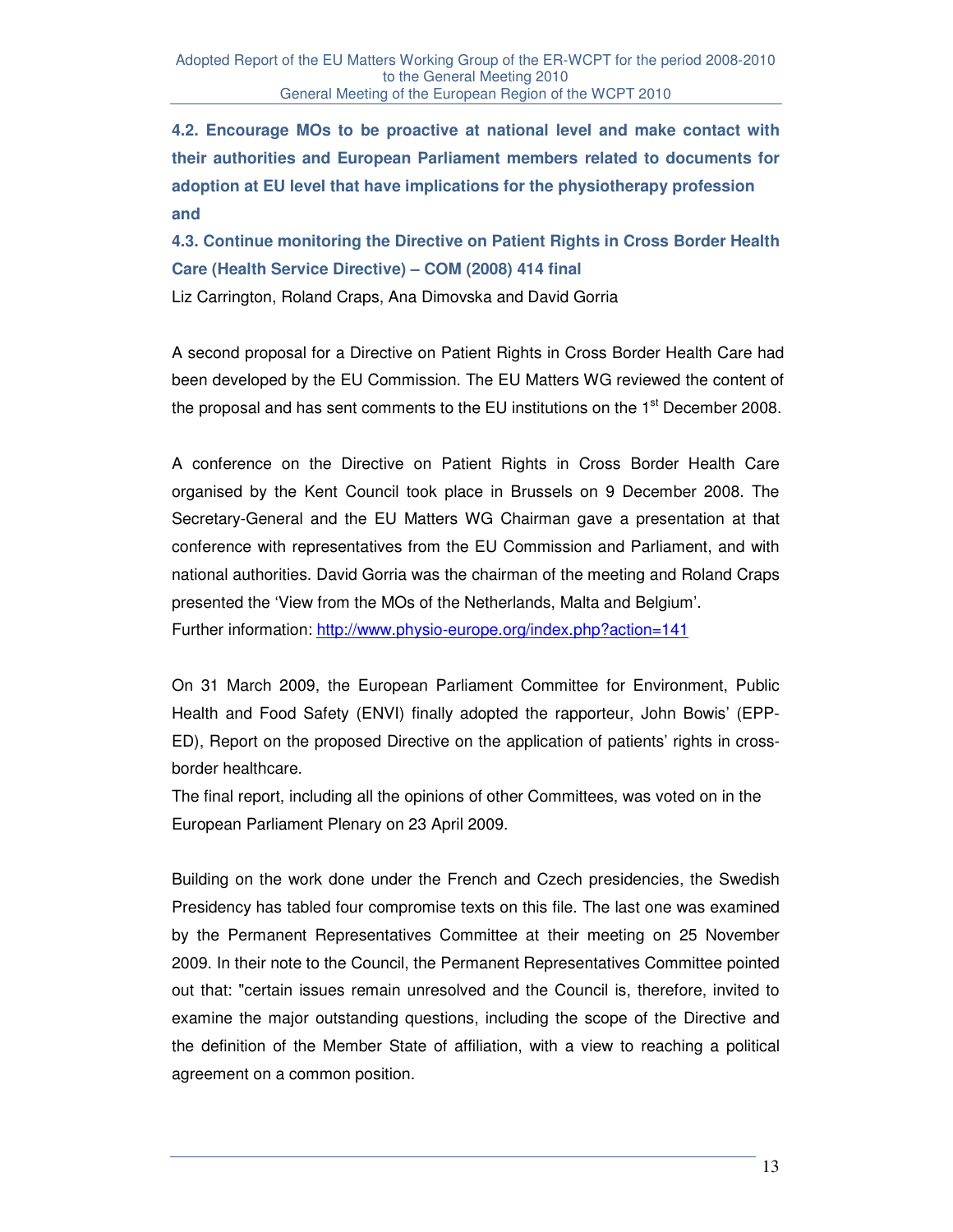**4.2. Encourage MOs to be proactive at national level and make contact with their authorities and European Parliament members related to documents for adoption at EU level that have implications for the physiotherapy profession and**

**4.3. Continue monitoring the Directive on Patient Rights in Cross Border Health Care (Health Service Directive) – COM (2008) 414 final**

Liz Carrington, Roland Craps, Ana Dimovska and David Gorria

A second proposal for a Directive on Patient Rights in Cross Border Health Care had been developed by the EU Commission. The EU Matters WG reviewed the content of the proposal and has sent comments to the EU institutions on the 1st December 2008.

A conference on the Directive on Patient Rights in Cross Border Health Care organised by the Kent Council took place in Brussels on 9 December 2008. The Secretary-General and the EU Matters WG Chairman gave a presentation at that conference with representatives from the EU Commission and Parliament, and with national authorities. David Gorria was the chairman of the meeting and Roland Craps presented the 'View from the MOs of the Netherlands, Malta and Belgium'.
Further information: http://www.physio-europe.org/index.php?action=141

On 31 March 2009, the European Parliament Committee for Environment, Public Health and Food Safety (ENVI) finally adopted the rapporteur, John Bowis' (EPP-ED), Report on the proposed Directive on the application of patients' rights in cross-border healthcare.
The final report, including all the opinions of other Committees, was voted on in the European Parliament Plenary on 23 April 2009.

Building on the work done under the French and Czech presidencies, the Swedish Presidency has tabled four compromise texts on this file. The last one was examined by the Permanent Representatives Committee at their meeting on 25 November 2009. In their note to the Council, the Permanent Representatives Committee pointed out that: "certain issues remain unresolved and the Council is, therefore, invited to examine the major outstanding questions, including the scope of the Directive and the definition of the Member State of affiliation, with a view to reaching a political agreement on a common position.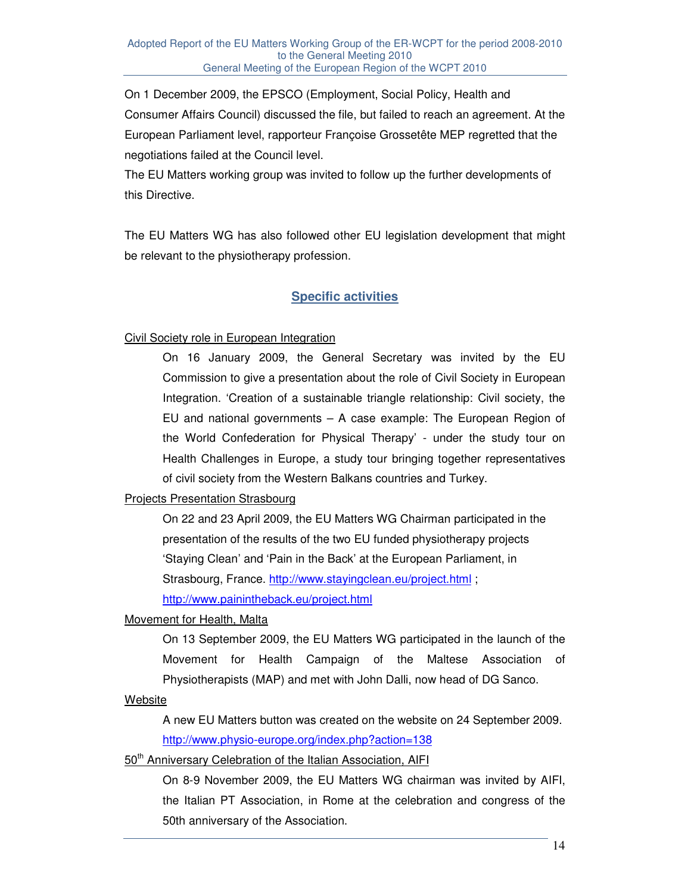On 1 December 2009, the EPSCO (Employment, Social Policy, Health and Consumer Affairs Council) discussed the file, but failed to reach an agreement. At the European Parliament level, rapporteur Françoise Grossetête MEP regretted that the negotiations failed at the Council level.

The EU Matters working group was invited to follow up the further developments of this Directive.

The EU Matters WG has also followed other EU legislation development that might be relevant to the physiotherapy profession.

## Specific activities

Civil Society role in European Integration

On 16 January 2009, the General Secretary was invited by the EU Commission to give a presentation about the role of Civil Society in European Integration. 'Creation of a sustainable triangle relationship: Civil society, the EU and national governments – A case example: The European Region of the World Confederation for Physical Therapy' - under the study tour on Health Challenges in Europe, a study tour bringing together representatives of civil society from the Western Balkans countries and Turkey.

Projects Presentation Strasbourg

On 22 and 23 April 2009, the EU Matters WG Chairman participated in the presentation of the results of the two EU funded physiotherapy projects 'Staying Clean' and 'Pain in the Back' at the European Parliament, in Strasbourg, France. http://www.stayingclean.eu/project.html ; http://www.painintheback.eu/project.html

Movement for Health, Malta

On 13 September 2009, the EU Matters WG participated in the launch of the Movement for Health Campaign of the Maltese Association of Physiotherapists (MAP) and met with John Dalli, now head of DG Sanco.

Website

A new EU Matters button was created on the website on 24 September 2009. http://www.physio-europe.org/index.php?action=138

50th Anniversary Celebration of the Italian Association, AIFI

On 8-9 November 2009, the EU Matters WG chairman was invited by AIFI, the Italian PT Association, in Rome at the celebration and congress of the 50th anniversary of the Association.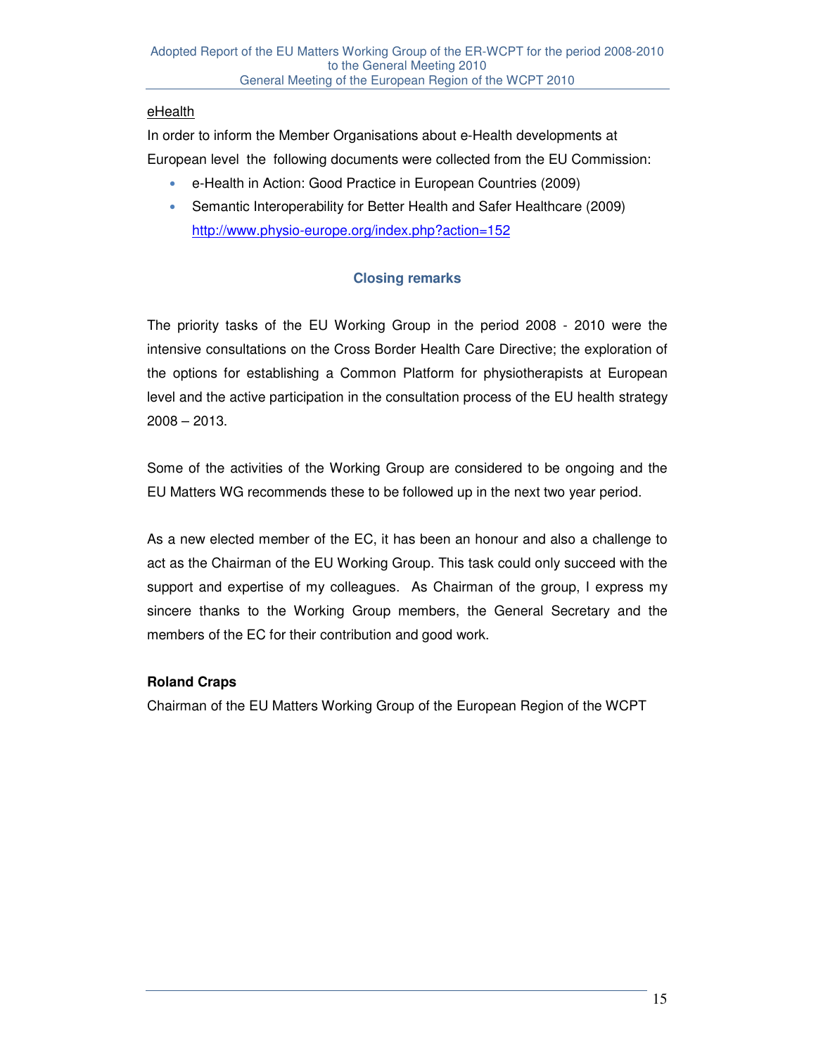eHealth

In order to inform the Member Organisations about e-Health developments at European level the following documents were collected from the EU Commission:

- e-Health in Action: Good Practice in European Countries (2009)
- Semantic Interoperability for Better Health and Safer Healthcare (2009) http://www.physio-europe.org/index.php?action=152

## Closing remarks

The priority tasks of the EU Working Group in the period 2008 - 2010 were the intensive consultations on the Cross Border Health Care Directive; the exploration of the options for establishing a Common Platform for physiotherapists at European level and the active participation in the consultation process of the EU health strategy 2008 – 2013.

Some of the activities of the Working Group are considered to be ongoing and the EU Matters WG recommends these to be followed up in the next two year period.

As a new elected member of the EC, it has been an honour and also a challenge to act as the Chairman of the EU Working Group. This task could only succeed with the support and expertise of my colleagues. As Chairman of the group, I express my sincere thanks to the Working Group members, the General Secretary and the members of the EC for their contribution and good work.

**Roland Craps**

Chairman of the EU Matters Working Group of the European Region of the WCPT